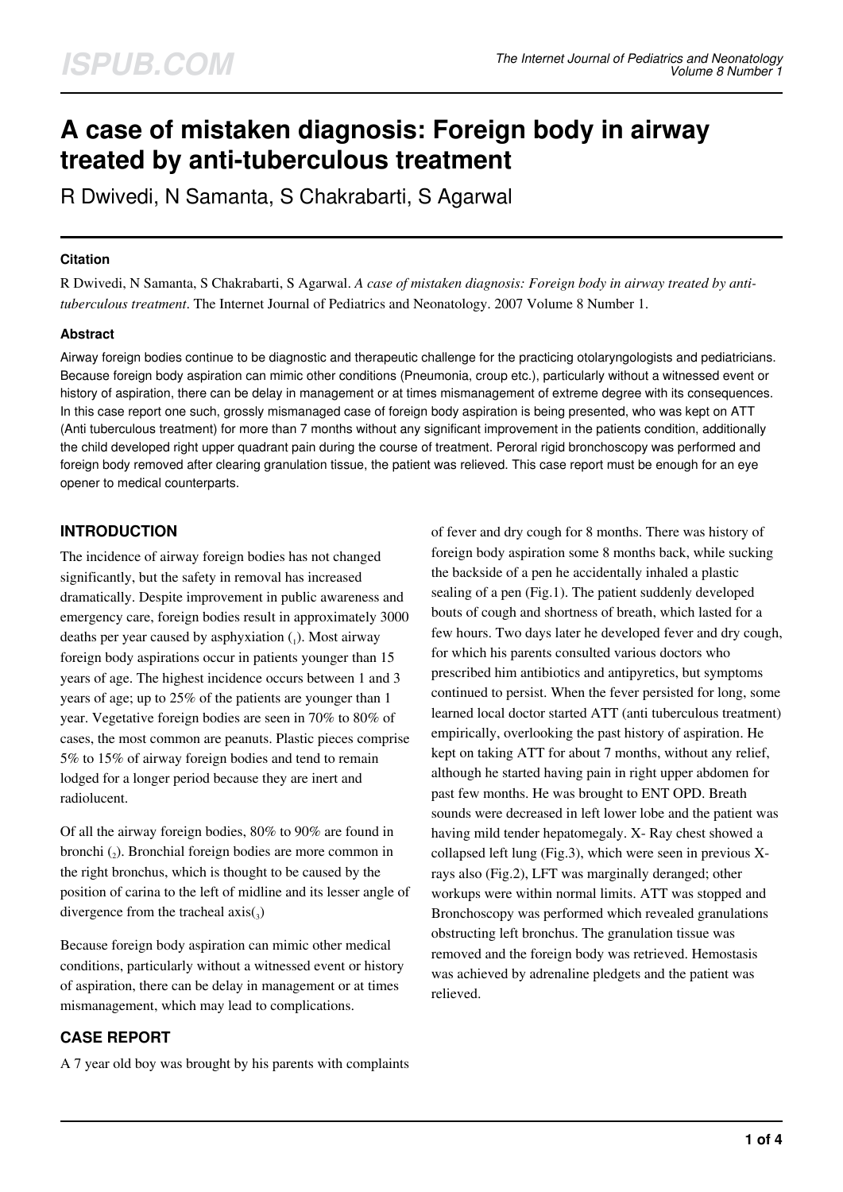# A case of mistaken diagnosis: Foreign body in airway treated by anti-tuberculous treatment

R Dwivedi, N Samanta, S Chakrabarti, S Agarwal

### Citation

R Dwivedi, N Samanta, S Chakrabarti, S Agarwal. *A case of mistaken diagnosis: Foreign body in airway treated by anti-tuberculous treatment*. The Internet Journal of Pediatrics and Neonatology. 2007 Volume 8 Number 1.

### Abstract

Airway foreign bodies continue to be diagnostic and therapeutic challenge for the practicing otolaryngologists and pediatricians. Because foreign body aspiration can mimic other conditions (Pneumonia, croup etc.), particularly without a witnessed event or history of aspiration, there can be delay in management or at times mismanagement of extreme degree with its consequences. In this case report one such, grossly mismanaged case of foreign body aspiration is being presented, who was kept on ATT (Anti tuberculous treatment) for more than 7 months without any significant improvement in the patients condition, additionally the child developed right upper quadrant pain during the course of treatment. Peroral rigid bronchoscopy was performed and foreign body removed after clearing granulation tissue, the patient was relieved. This case report must be enough for an eye opener to medical counterparts.

## INTRODUCTION

The incidence of airway foreign bodies has not changed significantly, but the safety in removal has increased dramatically. Despite improvement in public awareness and emergency care, foreign bodies result in approximately 3000 deaths per year caused by asphyxiation ([1]). Most airway foreign body aspirations occur in patients younger than 15 years of age. The highest incidence occurs between 1 and 3 years of age; up to 25% of the patients are younger than 1 year. Vegetative foreign bodies are seen in 70% to 80% of cases, the most common are peanuts. Plastic pieces comprise 5% to 15% of airway foreign bodies and tend to remain lodged for a longer period because they are inert and radiolucent.

Of all the airway foreign bodies, 80% to 90% are found in bronchi ([2]). Bronchial foreign bodies are more common in the right bronchus, which is thought to be caused by the position of carina to the left of midline and its lesser angle of divergence from the tracheal axis([3])

Because foreign body aspiration can mimic other medical conditions, particularly without a witnessed event or history of aspiration, there can be delay in management or at times mismanagement, which may lead to complications.

## CASE REPORT

A 7 year old boy was brought by his parents with complaints of fever and dry cough for 8 months. There was history of foreign body aspiration some 8 months back, while sucking the backside of a pen he accidentally inhaled a plastic sealing of a pen (Fig.1). The patient suddenly developed bouts of cough and shortness of breath, which lasted for a few hours. Two days later he developed fever and dry cough, for which his parents consulted various doctors who prescribed him antibiotics and antipyretics, but symptoms continued to persist. When the fever persisted for long, some learned local doctor started ATT (anti tuberculous treatment) empirically, overlooking the past history of aspiration. He kept on taking ATT for about 7 months, without any relief, although he started having pain in right upper abdomen for past few months. He was brought to ENT OPD. Breath sounds were decreased in left lower lobe and the patient was having mild tender hepatomegaly. X- Ray chest showed a collapsed left lung (Fig.3), which were seen in previous X-rays also (Fig.2), LFT was marginally deranged; other workups were within normal limits. ATT was stopped and Bronchoscopy was performed which revealed granulations obstructing left bronchus. The granulation tissue was removed and the foreign body was retrieved. Hemostasis was achieved by adrenaline pledgets and the patient was relieved.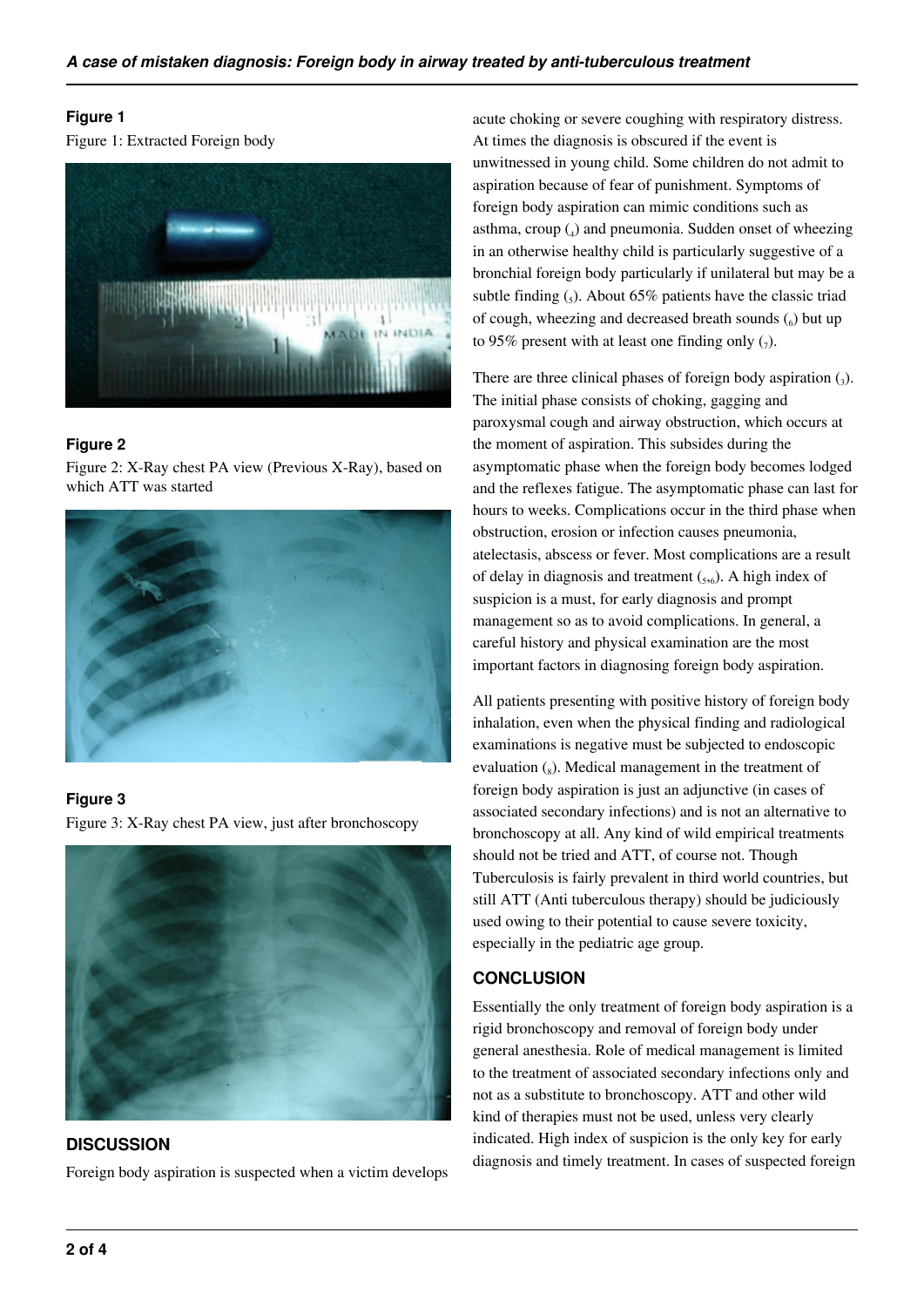### Figure 1

Figure 1: Extracted Foreign body

### Figure 2

Figure 2: X-Ray chest PA view (Previous X-Ray), based on which ATT was started

### Figure 3

Figure 3: X-Ray chest PA view, just after bronchoscopy

## DISCUSSION

Foreign body aspiration is suspected when a victim develops acute choking or severe coughing with respiratory distress. At times the diagnosis is obscured if the event is unwitnessed in young child. Some children do not admit to aspiration because of fear of punishment. Symptoms of foreign body aspiration can mimic conditions such as asthma, croup (4) and pneumonia. Sudden onset of wheezing in an otherwise healthy child is particularly suggestive of a bronchial foreign body particularly if unilateral but may be a subtle finding (5). About 65% patients have the classic triad of cough, wheezing and decreased breath sounds (6) but up to 95% present with at least one finding only (7).

There are three clinical phases of foreign body aspiration (3). The initial phase consists of choking, gagging and paroxysmal cough and airway obstruction, which occurs at the moment of aspiration. This subsides during the asymptomatic phase when the foreign body becomes lodged and the reflexes fatigue. The asymptomatic phase can last for hours to weeks. Complications occur in the third phase when obstruction, erosion or infection causes pneumonia, atelectasis, abscess or fever. Most complications are a result of delay in diagnosis and treatment (5,6). A high index of suspicion is a must, for early diagnosis and prompt management so as to avoid complications. In general, a careful history and physical examination are the most important factors in diagnosing foreign body aspiration.

All patients presenting with positive history of foreign body inhalation, even when the physical finding and radiological examinations is negative must be subjected to endoscopic evaluation (8). Medical management in the treatment of foreign body aspiration is just an adjunctive (in cases of associated secondary infections) and is not an alternative to bronchoscopy at all. Any kind of wild empirical treatments should not be tried and ATT, of course not. Though Tuberculosis is fairly prevalent in third world countries, but still ATT (Anti tuberculous therapy) should be judiciously used owing to their potential to cause severe toxicity, especially in the pediatric age group.

## CONCLUSION

Essentially the only treatment of foreign body aspiration is a rigid bronchoscopy and removal of foreign body under general anesthesia. Role of medical management is limited to the treatment of associated secondary infections only and not as a substitute to bronchoscopy. ATT and other wild kind of therapies must not be used, unless very clearly indicated. High index of suspicion is the only key for early diagnosis and timely treatment. In cases of suspected foreign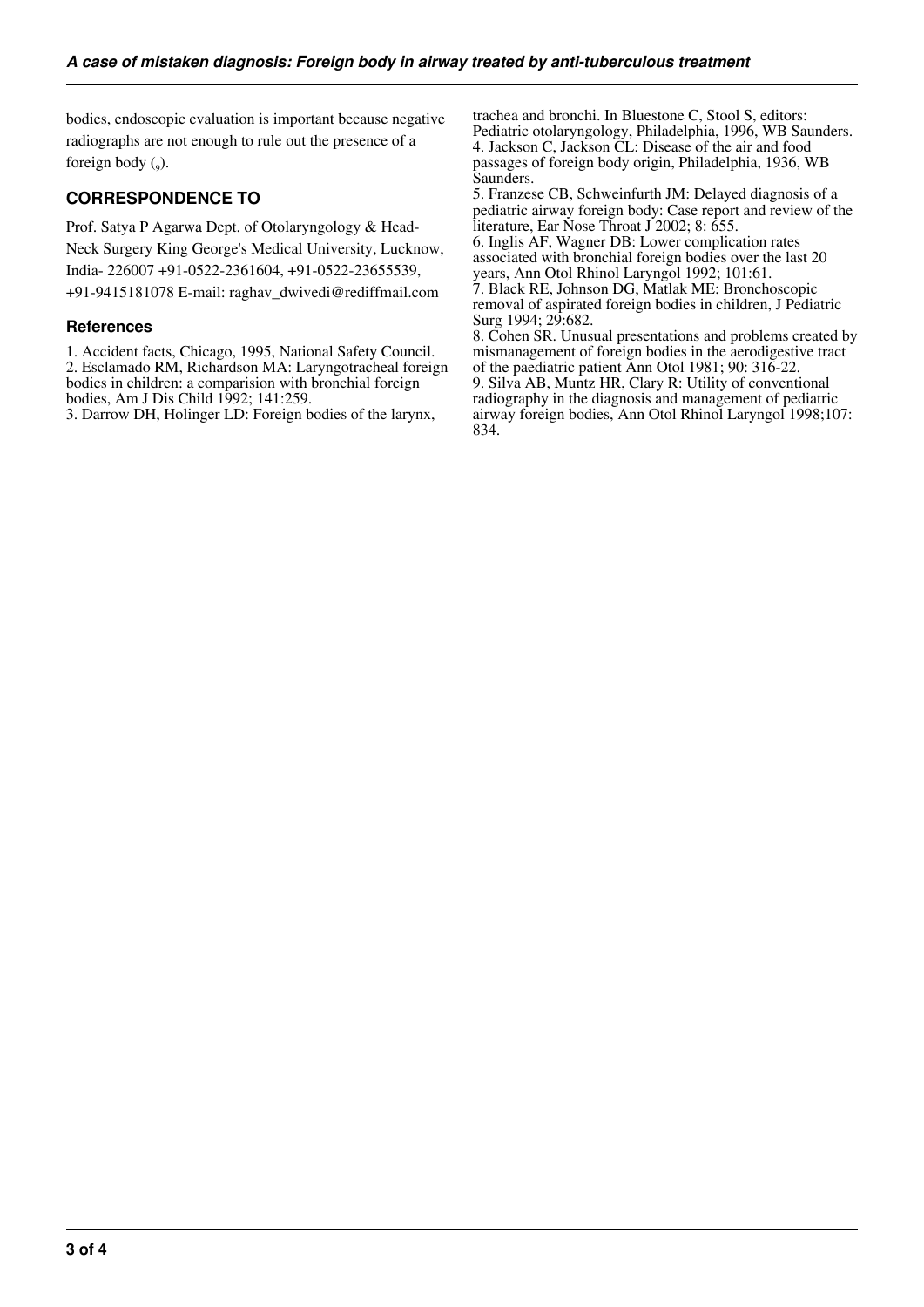bodies, endoscopic evaluation is important because negative radiographs are not enough to rule out the presence of a foreign body (9).

## CORRESPONDENCE TO

Prof. Satya P Agarwa Dept. of Otolaryngology & Head-Neck Surgery King George's Medical University, Lucknow, India- 226007 +91-0522-2361604, +91-0522-23655539, +91-9415181078 E-mail: raghav_dwivedi@rediffmail.com

### References

1. Accident facts, Chicago, 1995, National Safety Council.
2. Esclamado RM, Richardson MA: Laryngotracheal foreign bodies in children: a comparision with bronchial foreign bodies, Am J Dis Child 1992; 141:259.
3. Darrow DH, Holinger LD: Foreign bodies of the larynx, trachea and bronchi. In Bluestone C, Stool S, editors: Pediatric otolaryngology, Philadelphia, 1996, WB Saunders.
4. Jackson C, Jackson CL: Disease of the air and food passages of foreign body origin, Philadelphia, 1936, WB Saunders.
5. Franzese CB, Schweinfurth JM: Delayed diagnosis of a pediatric airway foreign body: Case report and review of the literature, Ear Nose Throat J 2002; 8: 655.
6. Inglis AF, Wagner DB: Lower complication rates associated with bronchial foreign bodies over the last 20 years, Ann Otol Rhinol Laryngol 1992; 101:61.
7. Black RE, Johnson DG, Matlak ME: Bronchoscopic removal of aspirated foreign bodies in children, J Pediatric Surg 1994; 29:682.
8. Cohen SR. Unusual presentations and problems created by mismanagement of foreign bodies in the aerodigestive tract of the paediatric patient Ann Otol 1981; 90: 316-22.
9. Silva AB, Muntz HR, Clary R: Utility of conventional radiography in the diagnosis and management of pediatric airway foreign bodies, Ann Otol Rhinol Laryngol 1998;107: 834.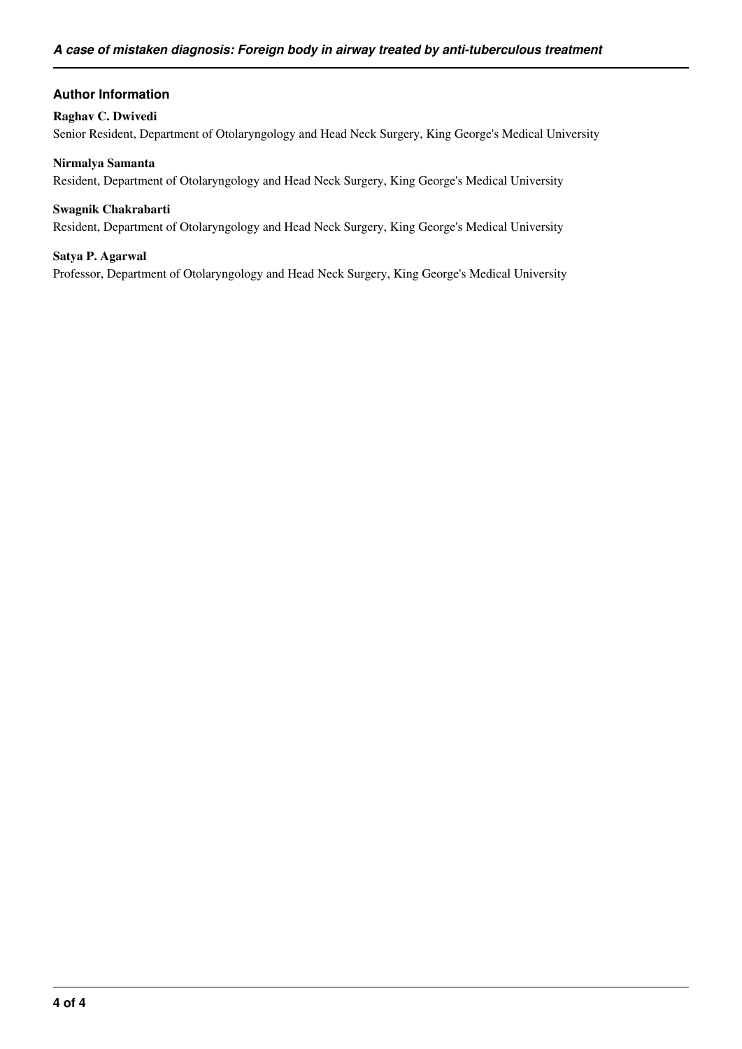## Author Information

**Raghav C. Dwivedi**
Senior Resident, Department of Otolaryngology and Head Neck Surgery, King George's Medical University

**Nirmalya Samanta**
Resident, Department of Otolaryngology and Head Neck Surgery, King George's Medical University

**Swagnik Chakrabarti**
Resident, Department of Otolaryngology and Head Neck Surgery, King George's Medical University

**Satya P. Agarwal**
Professor, Department of Otolaryngology and Head Neck Surgery, King George's Medical University